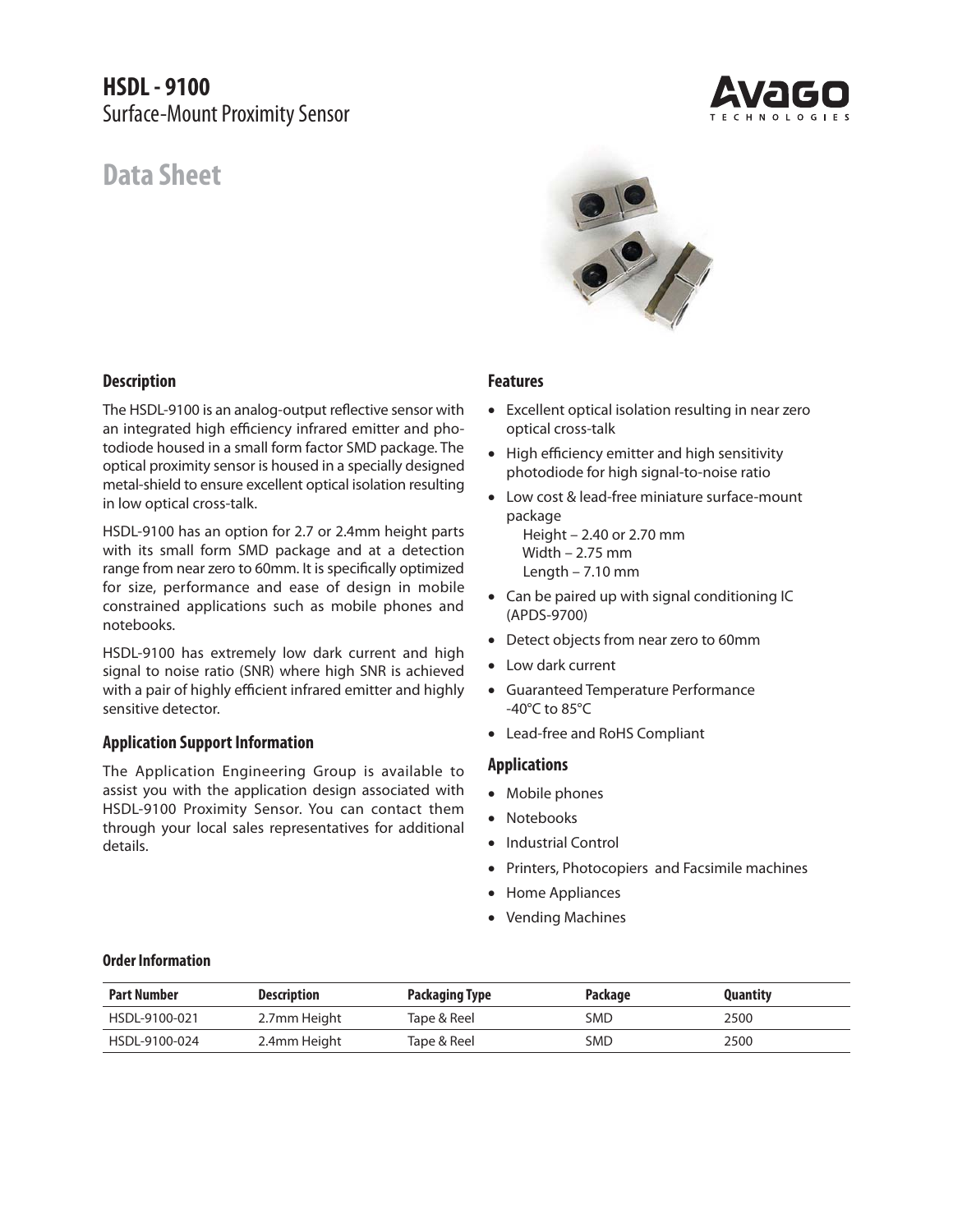# HSDL - 9100

Surface-Mount Proximity Sensor

## Data Sheet

### Description

The HSDL-9100 is an analog-output reflective sensor with an integrated high efficiency infrared emitter and photodiode housed in a small form factor SMD package. The optical proximity sensor is housed in a specially designed metal-shield to ensure excellent optical isolation resulting in low optical cross-talk.

HSDL-9100 has an option for 2.7 or 2.4mm height parts with its small form SMD package and at a detection range from near zero to 60mm. It is specifically optimized for size, performance and ease of design in mobile constrained applications such as mobile phones and notebooks.

HSDL-9100 has extremely low dark current and high signal to noise ratio (SNR) where high SNR is achieved with a pair of highly efficient infrared emitter and highly sensitive detector.

### Application Support Information

The Application Engineering Group is available to assist you with the application design associated with HSDL-9100 Proximity Sensor. You can contact them through your local sales representatives for additional details.

### Features

- Excellent optical isolation resulting in near zero optical cross-talk
- High efficiency emitter and high sensitivity photodiode for high signal-to-noise ratio
- Low cost & lead-free miniature surface-mount package
  - Height – 2.40 or 2.70 mm
  - Width – 2.75 mm
  - Length – 7.10 mm
- Can be paired up with signal conditioning IC (APDS-9700)
- Detect objects from near zero to 60mm
- Low dark current
- Guaranteed Temperature Performance -40°C to 85°C
- Lead-free and RoHS Compliant

### Applications

- Mobile phones
- Notebooks
- Industrial Control
- Printers, Photocopiers and Facsimile machines
- Home Appliances
- Vending Machines

### Order Information

| Part Number | Description | Packaging Type | Package | Quantity |
|---|---|---|---|---|
| HSDL-9100-021 | 2.7mm Height | Tape & Reel | SMD | 2500 |
| HSDL-9100-024 | 2.4mm Height | Tape & Reel | SMD | 2500 |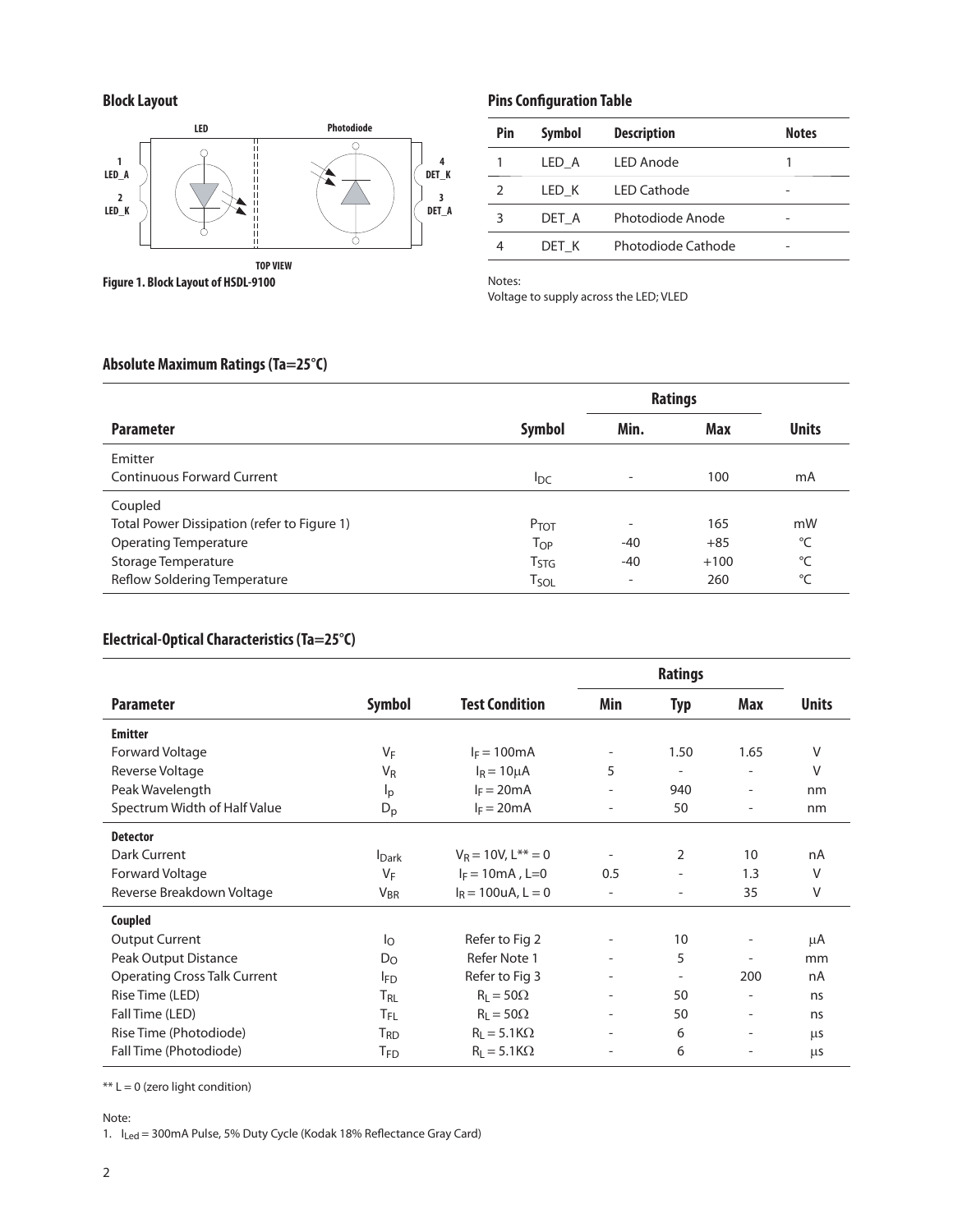## Block Layout

LED | Photodiode

1 LED_A
2 LED_K
4 DET_K
3 DET_A

TOP VIEW

**Figure 1. Block Layout of HSDL-9100**

## Pins Configuration Table

| Pin | Symbol | Description | Notes |
|---|---|---|---|
| 1 | LED_A | LED Anode | 1 |
| 2 | LED_K | LED Cathode | - |
| 3 | DET_A | Photodiode Anode | - |
| 4 | DET_K | Photodiode Cathode | - |

Notes:
Voltage to supply across the LED; VLED

## Absolute Maximum Ratings (Ta=25°C)

| Parameter | Symbol | Ratings Min. | Ratings Max | Units |
|---|---|---|---|---|
| **Emitter** | | | | |
| Continuous Forward Current | $I_{DC}$ | - | 100 | mA |
| **Coupled** | | | | |
| Total Power Dissipation (refer to Figure 1) | $P_{TOT}$ | - | 165 | mW |
| Operating Temperature | $T_{OP}$ | -40 | +85 | °C |
| Storage Temperature | $T_{STG}$ | -40 | +100 | °C |
| Reflow Soldering Temperature | $T_{SOL}$ | - | 260 | °C |

## Electrical-Optical Characteristics (Ta=25°C)

| Parameter | Symbol | Test Condition | Ratings Min | Ratings Typ | Ratings Max | Units |
|---|---|---|---|---|---|---|
| **Emitter** | | | | | | |
| Forward Voltage | $V_F$ | $I_F = 100mA$ | - | 1.50 | 1.65 | V |
| Reverse Voltage | $V_R$ | $I_R = 10\mu A$ | 5 | - | - | V |
| Peak Wavelength | $l_p$ | $I_F = 20mA$ | - | 940 | - | nm |
| Spectrum Width of Half Value | $D_p$ | $I_F = 20mA$ | - | 50 | - | nm |
| **Detector** | | | | | | |
| Dark Current | $I_{Dark}$ | $V_R = 10V, L^{**} = 0$ | - | 2 | 10 | nA |
| Forward Voltage | $V_F$ | $I_F = 10mA$ , L=0 | 0.5 | - | 1.3 | V |
| Reverse Breakdown Voltage | $V_{BR}$ | $I_R = 100uA$, L = 0 | - | - | 35 | V |
| **Coupled** | | | | | | |
| Output Current | $I_O$ | Refer to Fig 2 | - | 10 | - | µA |
| Peak Output Distance | $D_O$ | Refer Note 1 | - | 5 | - | mm |
| Operating Cross Talk Current | $I_{FD}$ | Refer to Fig 3 | - | - | 200 | nA |
| Rise Time (LED) | $T_{RL}$ | $R_L = 50\Omega$ | - | 50 | - | ns |
| Fall Time (LED) | $T_{FL}$ | $R_L = 50\Omega$ | - | 50 | - | ns |
| Rise Time (Photodiode) | $T_{RD}$ | $R_L = 5.1K\Omega$ | - | 6 | - | µs |
| Fall Time (Photodiode) | $T_{FD}$ | $R_L = 5.1K\Omega$ | - | 6 | - | µs |

** L = 0 (zero light condition)

Note:

1. $I_{Led}$ = 300mA Pulse, 5% Duty Cycle (Kodak 18% Reflectance Gray Card)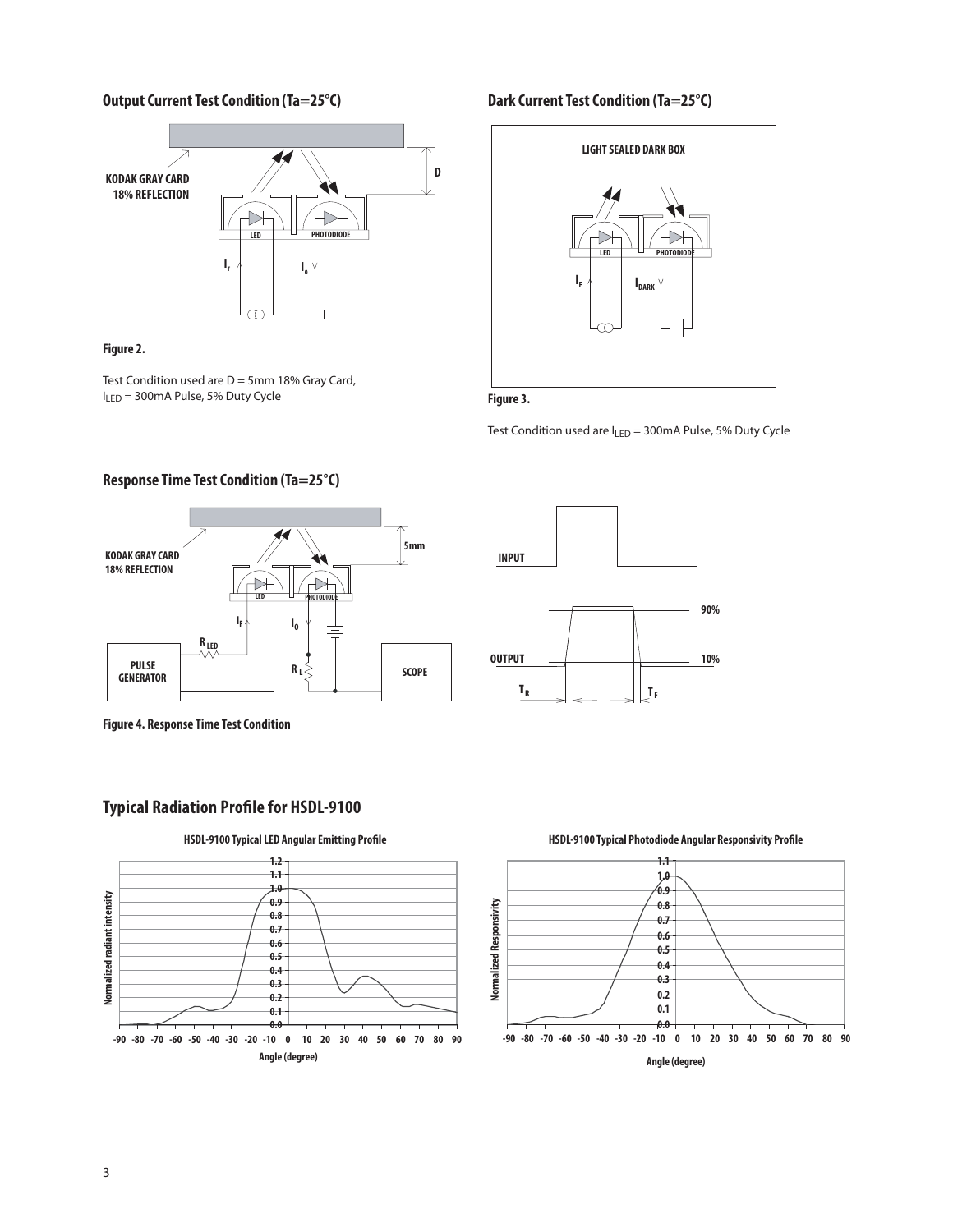## Output Current Test Condition (Ta=25°C)

KODAK GRAY CARD 18% REFLECTION

D

LED PHOTODIODE

$I_F$ $I_o$

**Figure 2.**

Test Condition used are D = 5mm 18% Gray Card, $I_{LED}$ = 300mA Pulse, 5% Duty Cycle

## Dark Current Test Condition (Ta=25°C)

LIGHT SEALED DARK BOX

LED PHOTODIODE

$I_F$ $I_{DARK}$

**Figure 3.**

Test Condition used are $I_{LED}$ = 300mA Pulse, 5% Duty Cycle

## Response Time Test Condition (Ta=25°C)

KODAK GRAY CARD 18% REFLECTION

5mm

LED PHOTODIODE

$I_F$ $I_O$

$R_{LED}$

PULSE GENERATOR

$R_L$

SCOPE

INPUT

OUTPUT

90%

10%

$T_R$ $T_F$

**Figure 4. Response Time Test Condition**

## Typical Radiation Profile for HSDL-9100

**HSDL-9100 Typical LED Angular Emitting Profile**

Normalized radiant intensity

Angle (degree)

**HSDL-9100 Typical Photodiode Angular Responsivity Profile**

Normalized Responsivity

Angle (degree)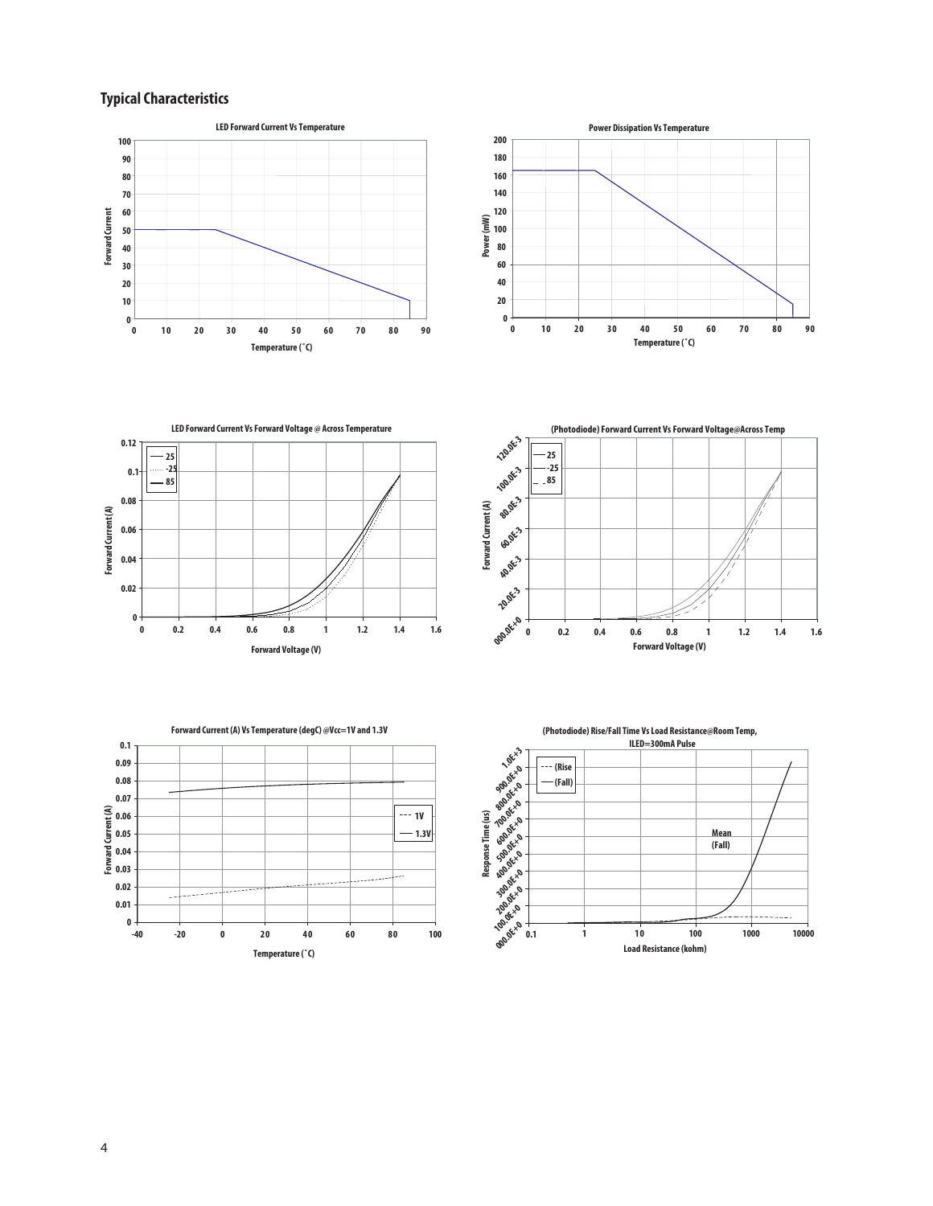## Typical Characteristics

LED Forward Current Vs Temperature

Power Dissipation Vs Temperature

LED Forward Current Vs Forward Voltage @ Across Temperature

(Photodiode) Forward Current Vs Forward Voltage@Across Temp

Forward Current (A) Vs Temperature (degC) @Vcc=1V and 1.3V

(Photodiode) Rise/Fall Time Vs Load Resistance@Room Temp, ILED=300mA Pulse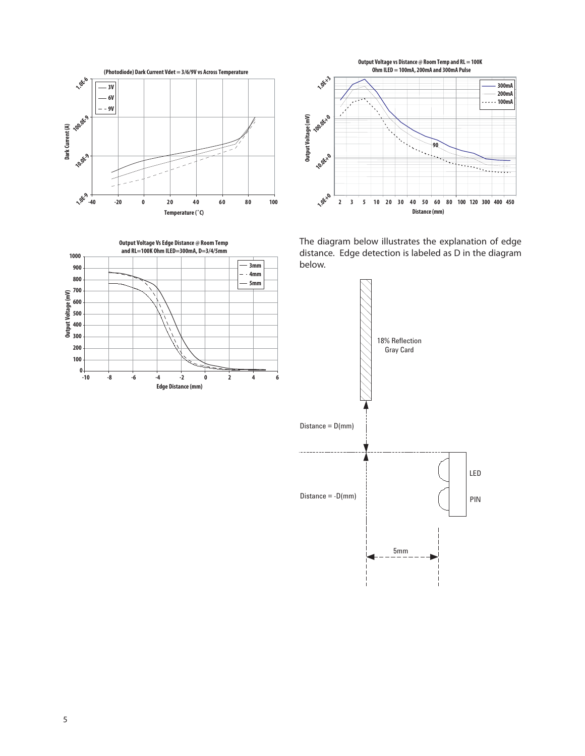(Photodiode) Dark Current Vdet = 3/6/9V vs Across Temperature

Output Voltage vs Distance @ Room Temp and RL = 100K Ohm ILED = 100mA, 200mA and 300mA Pulse

Output Voltage Vs Edge Distance @ Room Temp and RL=100K Ohm ILED=300mA, D=3/4/5mm

The diagram below illustrates the explanation of edge distance. Edge detection is labeled as D in the diagram below.

18% Reflection Gray Card

Distance = D(mm)

Distance = -D(mm)

LED

PIN

5mm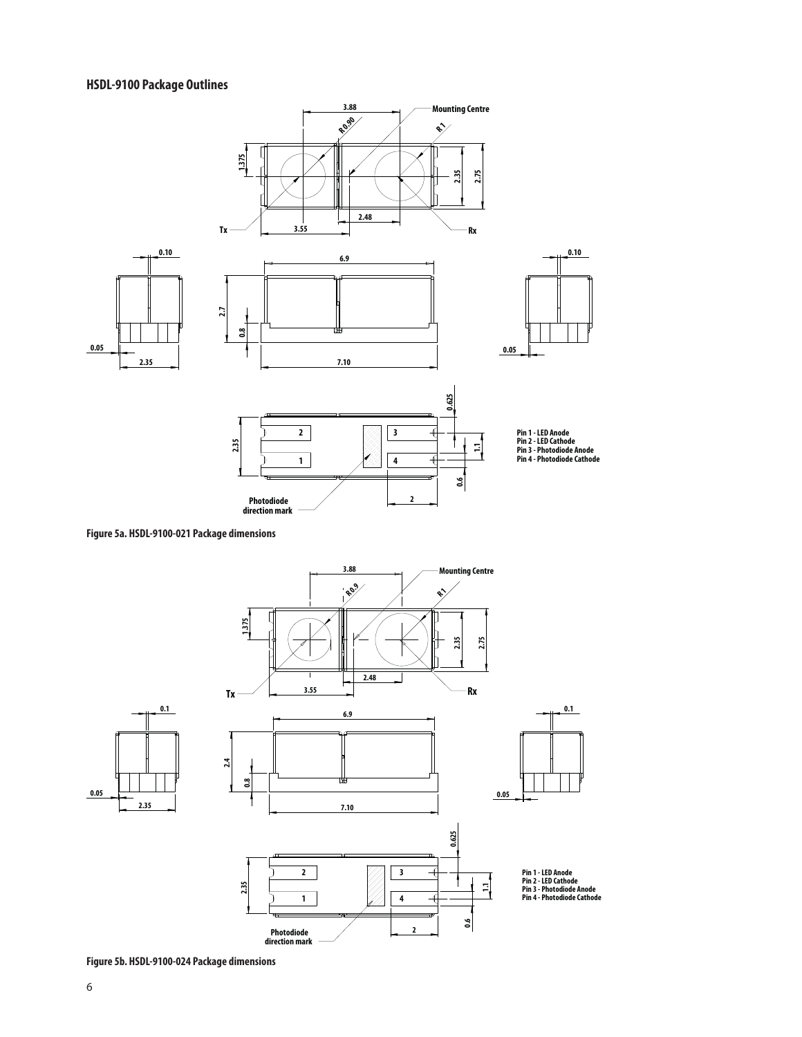## HSDL-9100 Package Outlines

Pin 1 - LED Anode
Pin 2 - LED Cathode
Pin 3 - Photodiode Anode
Pin 4 - Photodiode Cathode

Figure 5a. HSDL-9100-021 Package dimensions

Pin 1 - LED Anode
Pin 2 - LED Cathode
Pin 3 - Photodiode Anode
Pin 4 - Photodiode Cathode

Figure 5b. HSDL-9100-024 Package dimensions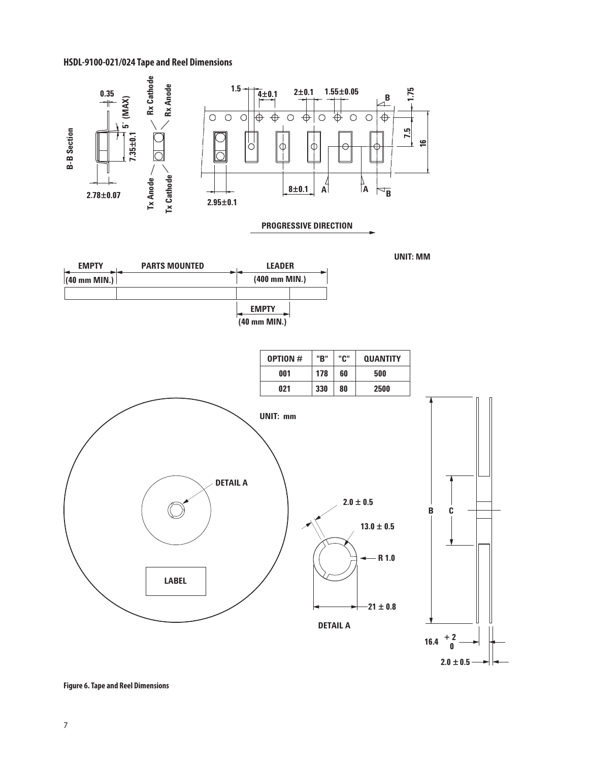### HSDL-9100-021/024 Tape and Reel Dimensions

UNIT: MM

| OPTION # | "B" | "C" | QUANTITY |
|---|---|---|---|
| 001 | 178 | 60 | 500 |
| 021 | 330 | 80 | 2500 |

UNIT: mm

Figure 6. Tape and Reel Dimensions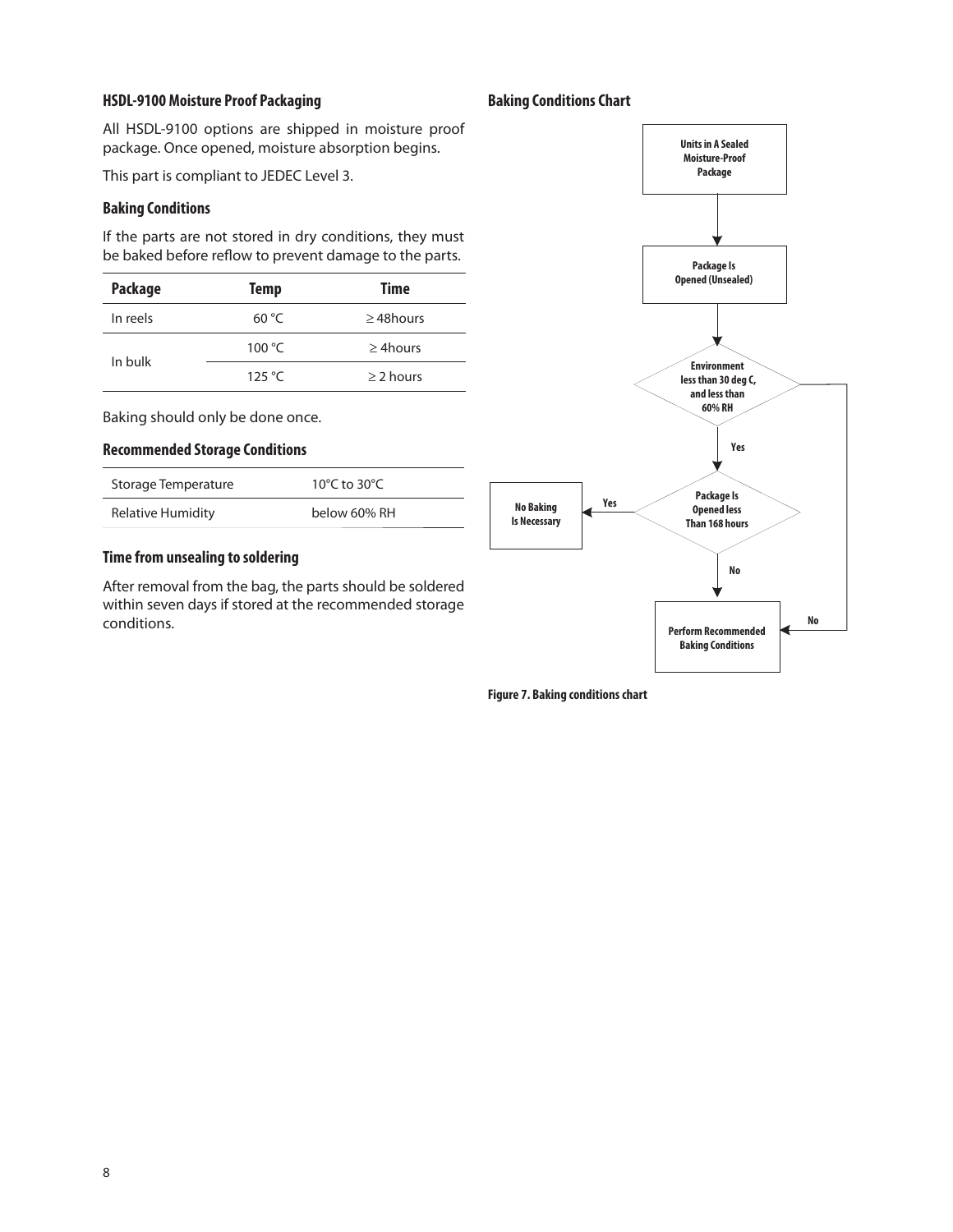### HSDL-9100 Moisture Proof Packaging

All HSDL-9100 options are shipped in moisture proof package. Once opened, moisture absorption begins.

This part is compliant to JEDEC Level 3.

### Baking Conditions

If the parts are not stored in dry conditions, they must be baked before reflow to prevent damage to the parts.

| Package | Temp | Time |
|---|---|---|
| In reels | 60 °C | ≥ 48hours |
| In bulk | 100 °C | ≥ 4hours |
| | 125 °C | ≥ 2 hours |

Baking should only be done once.

### Recommended Storage Conditions

| | |
|---|---|
| Storage Temperature | 10°C to 30°C |
| Relative Humidity | below 60% RH |

### Time from unsealing to soldering

After removal from the bag, the parts should be soldered within seven days if stored at the recommended storage conditions.

### Baking Conditions Chart

Units in A Sealed Moisture-Proof Package

Package Is Opened (Unsealed)

Environment less than 30 deg C, and less than 60% RH

Yes

Package Is Opened less Than 168 hours

Yes

No Baking Is Necessary

No

No

Perform Recommended Baking Conditions

Figure 7. Baking conditions chart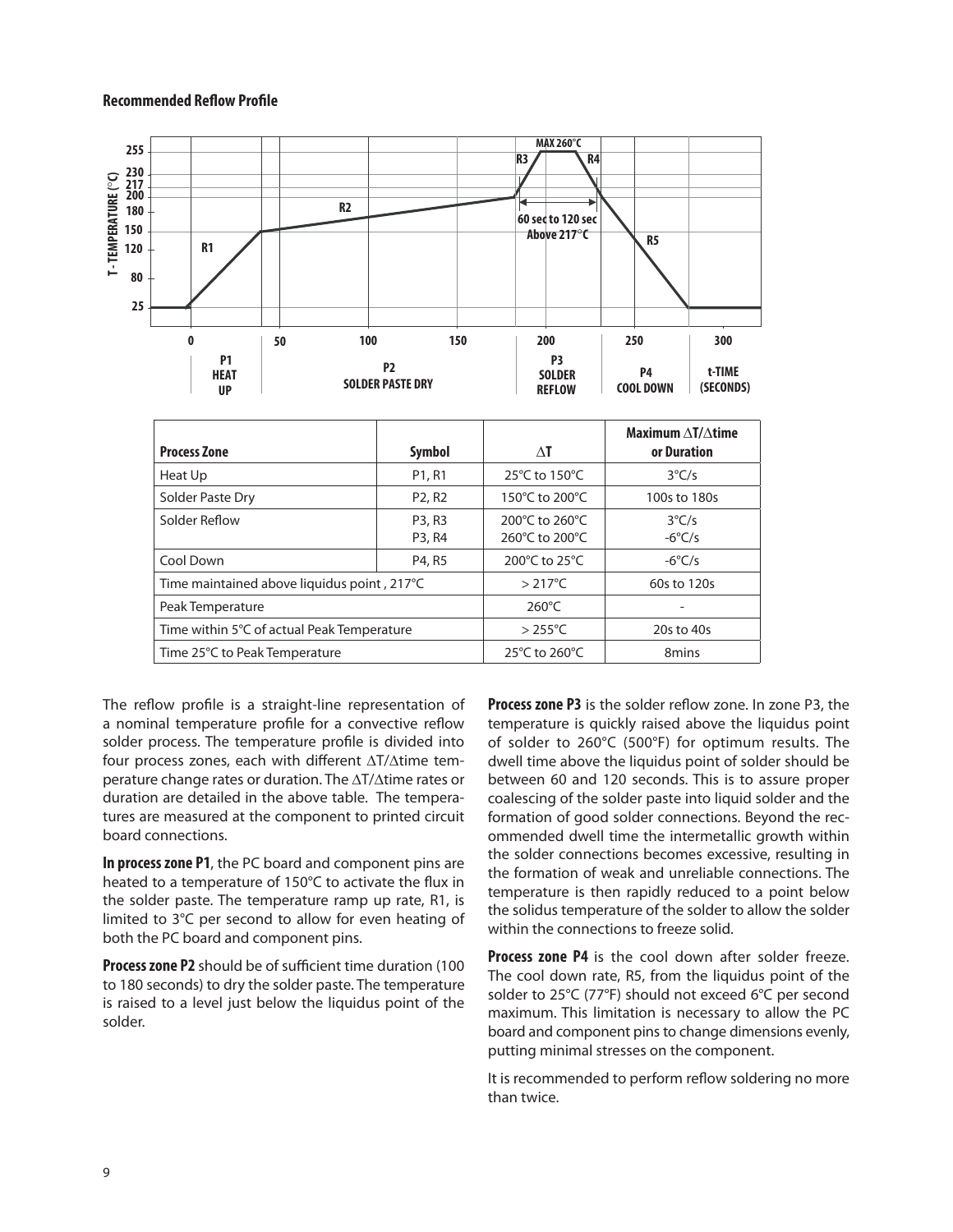**Recommended Reflow Profile**

| Process Zone | Symbol | $\Delta T$ | Maximum $\Delta T/\Delta$time or Duration |
|---|---|---|---|
| Heat Up | P1, R1 | 25°C to 150°C | 3°C/s |
| Solder Paste Dry | P2, R2 | 150°C to 200°C | 100s to 180s |
| Solder Reflow | P3, R3<br>P3, R4 | 200°C to 260°C<br>260°C to 200°C | 3°C/s<br>-6°C/s |
| Cool Down | P4, R5 | 200°C to 25°C | -6°C/s |
| Time maintained above liquidus point , 217°C | | > 217°C | 60s to 120s |
| Peak Temperature | | 260°C | - |
| Time within 5°C of actual Peak Temperature | | > 255°C | 20s to 40s |
| Time 25°C to Peak Temperature | | 25°C to 260°C | 8mins |

The reflow profile is a straight-line representation of a nominal temperature profile for a convective reflow solder process. The temperature profile is divided into four process zones, each with different $\Delta T/\Delta$time temperature change rates or duration. The $\Delta T/\Delta$time rates or duration are detailed in the above table. The temperatures are measured at the component to printed circuit board connections.

**In process zone P1**, the PC board and component pins are heated to a temperature of 150°C to activate the flux in the solder paste. The temperature ramp up rate, R1, is limited to 3°C per second to allow for even heating of both the PC board and component pins.

**Process zone P2** should be of sufficient time duration (100 to 180 seconds) to dry the solder paste. The temperature is raised to a level just below the liquidus point of the solder.

**Process zone P3** is the solder reflow zone. In zone P3, the temperature is quickly raised above the liquidus point of solder to 260°C (500°F) for optimum results. The dwell time above the liquidus point of solder should be between 60 and 120 seconds. This is to assure proper coalescing of the solder paste into liquid solder and the formation of good solder connections. Beyond the recommended dwell time the intermetallic growth within the solder connections becomes excessive, resulting in the formation of weak and unreliable connections. The temperature is then rapidly reduced to a point below the solidus temperature of the solder to allow the solder within the connections to freeze solid.

**Process zone P4** is the cool down after solder freeze. The cool down rate, R5, from the liquidus point of the solder to 25°C (77°F) should not exceed 6°C per second maximum. This limitation is necessary to allow the PC board and component pins to change dimensions evenly, putting minimal stresses on the component.

It is recommended to perform reflow soldering no more than twice.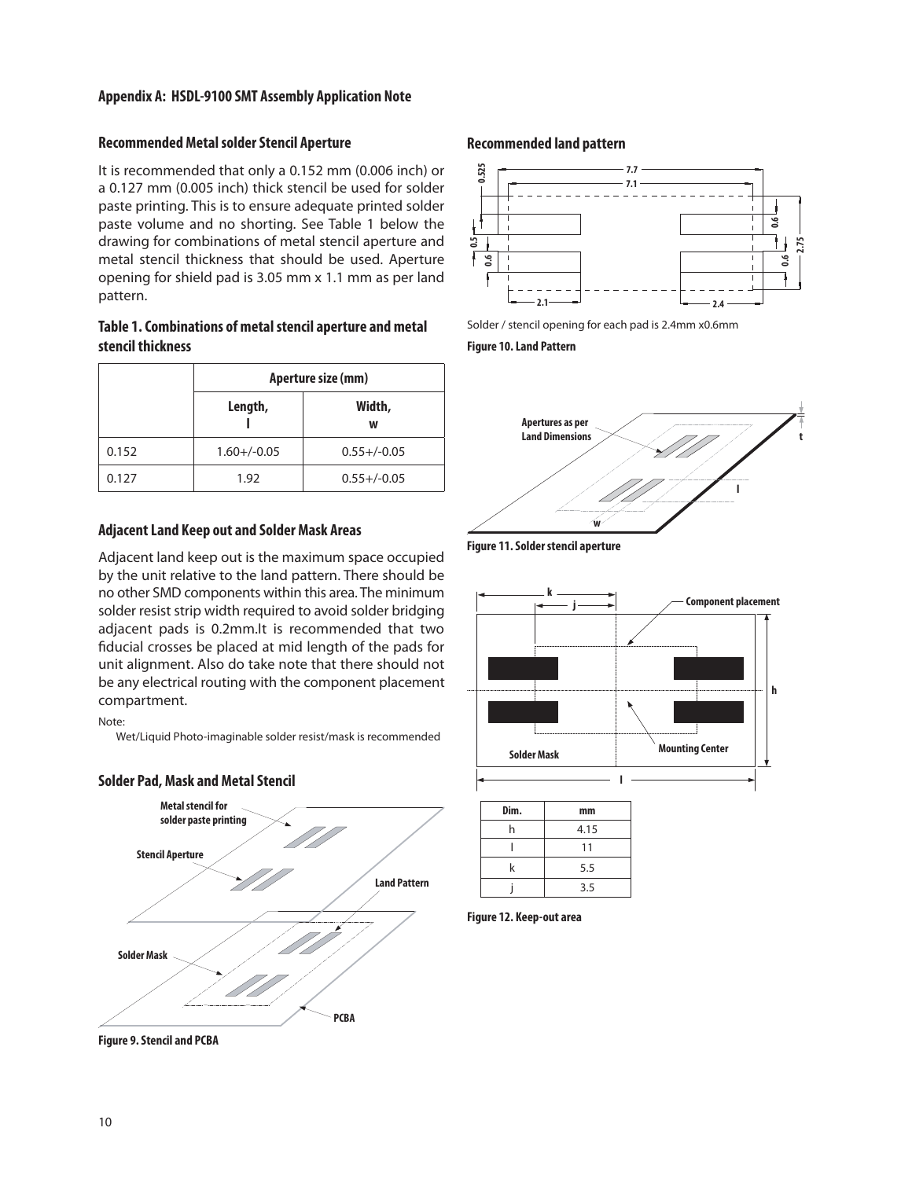## Appendix A: HSDL-9100 SMT Assembly Application Note

### Recommended Metal solder Stencil Aperture

It is recommended that only a 0.152 mm (0.006 inch) or a 0.127 mm (0.005 inch) thick stencil be used for solder paste printing. This is to ensure adequate printed solder paste volume and no shorting. See Table 1 below the drawing for combinations of metal stencil aperture and metal stencil thickness that should be used. Aperture opening for shield pad is 3.05 mm x 1.1 mm as per land pattern.

**Table 1. Combinations of metal stencil aperture and metal stencil thickness**

| | Aperture size (mm) | |
|---|---|---|
| | Length, l | Width, w |
| 0.152 | 1.60+/-0.05 | 0.55+/-0.05 |
| 0.127 | 1.92 | 0.55+/-0.05 |

### Adjacent Land Keep out and Solder Mask Areas

Adjacent land keep out is the maximum space occupied by the unit relative to the land pattern. There should be no other SMD components within this area. The minimum solder resist strip width required to avoid solder bridging adjacent pads is 0.2mm.It is recommended that two fiducial crosses be placed at mid length of the pads for unit alignment. Also do take note that there should not be any electrical routing with the component placement compartment.

Note:
Wet/Liquid Photo-imaginable solder resist/mask is recommended

### Solder Pad, Mask and Metal Stencil

**Figure 9. Stencil and PCBA**

### Recommended land pattern

Solder / stencil opening for each pad is 2.4mm x0.6mm

**Figure 10. Land Pattern**

**Figure 11. Solder stencil aperture**

| Dim. | mm |
|---|---|
| h | 4.15 |
| l | 11 |
| k | 5.5 |
| j | 3.5 |

**Figure 12. Keep-out area**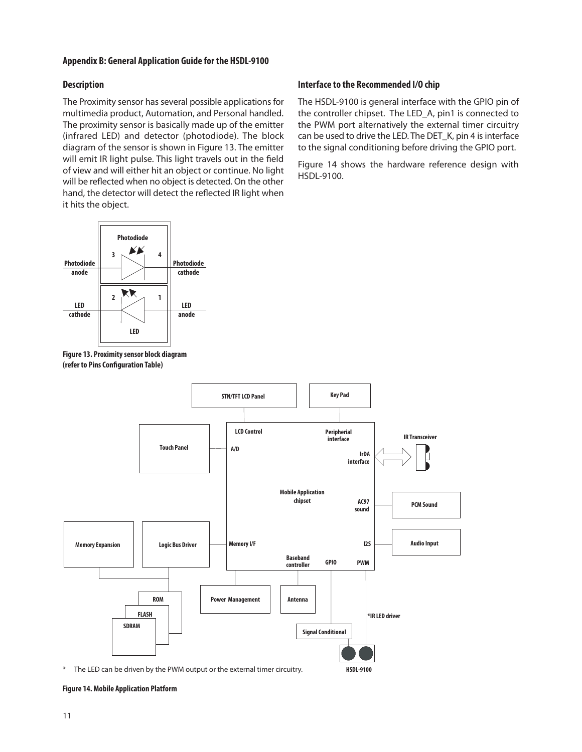## Appendix B: General Application Guide for the HSDL-9100

### Description

The Proximity sensor has several possible applications for multimedia product, Automation, and Personal handled. The proximity sensor is basically made up of the emitter (infrared LED) and detector (photodiode). The block diagram of the sensor is shown in Figure 13. The emitter will emit IR light pulse. This light travels out in the field of view and will either hit an object or continue. No light will be reflected when no object is detected. On the other hand, the detector will detect the reflected IR light when it hits the object.

Figure 13. Proximity sensor block diagram (refer to Pins Configuration Table)

### Interface to the Recommended I/O chip

The HSDL-9100 is general interface with the GPIO pin of the controller chipset. The LED_A, pin1 is connected to the PWM port alternatively the external timer circuitry can be used to drive the LED. The DET_K, pin 4 is interface to the signal conditioning before driving the GPIO port.

Figure 14 shows the hardware reference design with HSDL-9100.

\* The LED can be driven by the PWM output or the external timer circuitry.

Figure 14. Mobile Application Platform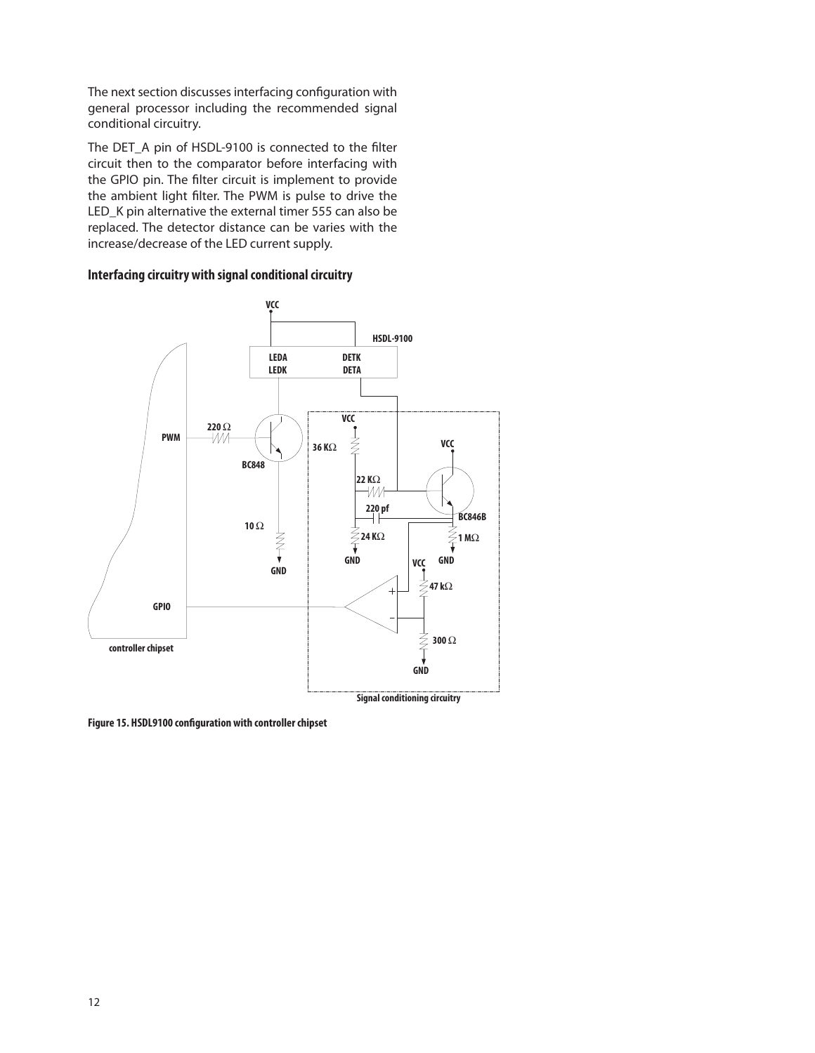The next section discusses interfacing configuration with general processor including the recommended signal conditional circuitry.

The DET_A pin of HSDL-9100 is connected to the filter circuit then to the comparator before interfacing with the GPIO pin. The filter circuit is implement to provide the ambient light filter. The PWM is pulse to drive the LED_K pin alternative the external timer 555 can also be replaced. The detector distance can be varies with the increase/decrease of the LED current supply.

### Interfacing circuitry with signal conditional circuitry

Figure 15. HSDL9100 configuration with controller chipset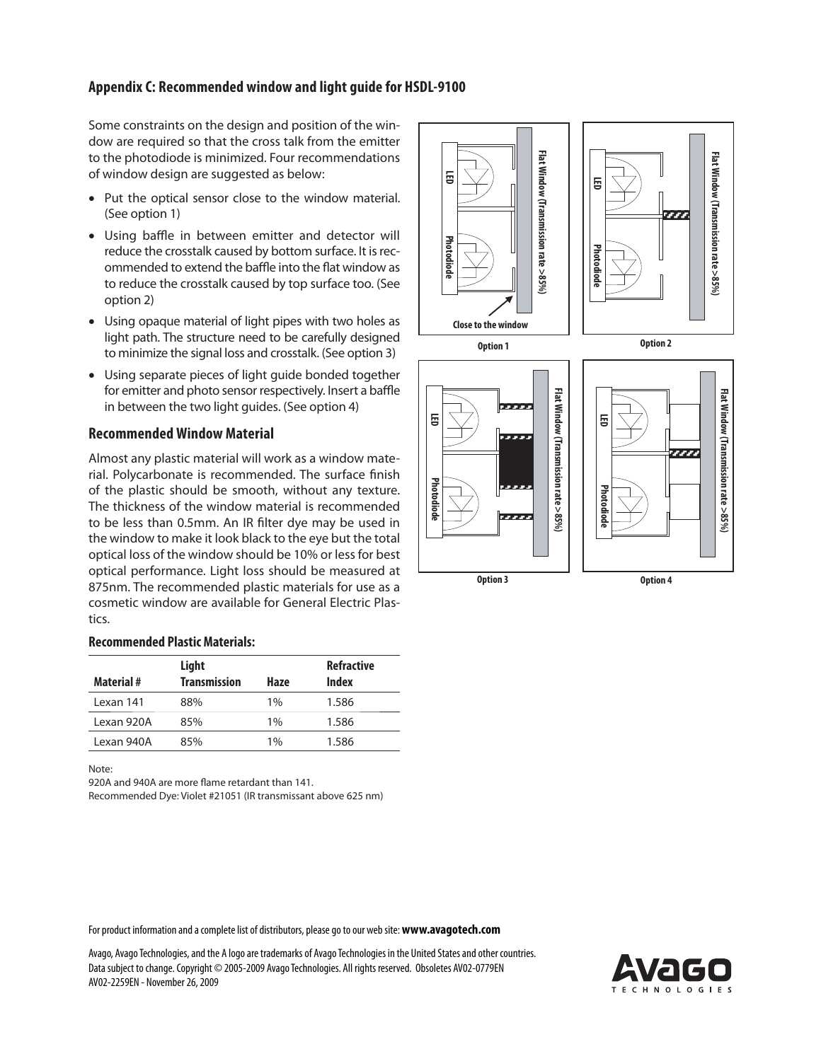## Appendix C: Recommended window and light guide for HSDL-9100

Some constraints on the design and position of the window are required so that the cross talk from the emitter to the photodiode is minimized. Four recommendations of window design are suggested as below:

- Put the optical sensor close to the window material. (See option 1)
- Using baffle in between emitter and detector will reduce the crosstalk caused by bottom surface. It is recommended to extend the baffle into the flat window as to reduce the crosstalk caused by top surface too. (See option 2)
- Using opaque material of light pipes with two holes as light path. The structure need to be carefully designed to minimize the signal loss and crosstalk. (See option 3)
- Using separate pieces of light guide bonded together for emitter and photo sensor respectively. Insert a baffle in between the two light guides. (See option 4)

LED
Photodiode
Flat Window (Transmission rate >85%)
Close to the window

Option 1

LED
Photodiode
Flat Window (Transmission rate >85%)

Option 2

LED
Photodiode
Flat Window (Transmission rate >85%)

Option 3

LED
Photodiode
Flat Window (Transmission rate >85%)

Option 4

### Recommended Window Material

Almost any plastic material will work as a window material. Polycarbonate is recommended. The surface finish of the plastic should be smooth, without any texture. The thickness of the window material is recommended to be less than 0.5mm. An IR filter dye may be used in the window to make it look black to the eye but the total optical loss of the window should be 10% or less for best optical performance. Light loss should be measured at 875nm. The recommended plastic materials for use as a cosmetic window are available for General Electric Plastics.

### Recommended Plastic Materials:

| Material # | Light Transmission | Haze | Refractive Index |
|---|---|---|---|
| Lexan 141 | 88% | 1% | 1.586 |
| Lexan 920A | 85% | 1% | 1.586 |
| Lexan 940A | 85% | 1% | 1.586 |

Note:

920A and 940A are more flame retardant than 141.

Recommended Dye: Violet #21051 (IR transmissant above 625 nm)

For product information and a complete list of distributors, please go to our web site: **www.avagotech.com**

Avago, Avago Technologies, and the A logo are trademarks of Avago Technologies in the United States and other countries.
Data subject to change. Copyright © 2005-2009 Avago Technologies. All rights reserved. Obsoletes AV02-0779EN
AV02-2259EN - November 26, 2009